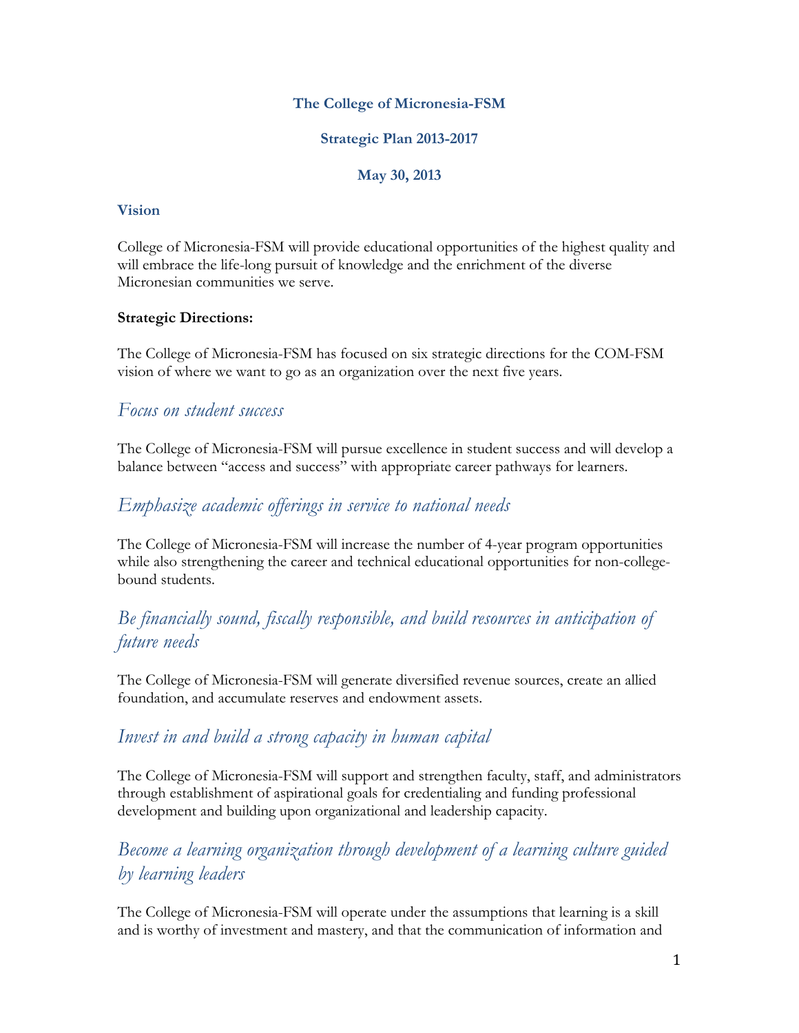# The College of Micronesia-FSM

## Strategic Plan 2013-2017

### May 30, 2013

### Vision

College of Micronesia-FSM will provide educational opportunities of the highest quality and will embrace the life-long pursuit of knowledge and the enrichment of the diverse Micronesian communities we serve.

**Strategic Directions:**

The College of Micronesia-FSM has focused on six strategic directions for the COM-FSM vision of where we want to go as an organization over the next five years.

## *Focus on student success*

The College of Micronesia-FSM will pursue excellence in student success and will develop a balance between "access and success" with appropriate career pathways for learners.

## *Emphasize academic offerings in service to national needs*

The College of Micronesia-FSM will increase the number of 4-year program opportunities while also strengthening the career and technical educational opportunities for non-college-bound students.

## *Be financially sound, fiscally responsible, and build resources in anticipation of future needs*

The College of Micronesia-FSM will generate diversified revenue sources, create an allied foundation, and accumulate reserves and endowment assets.

## *Invest in and build a strong capacity in human capital*

The College of Micronesia-FSM will support and strengthen faculty, staff, and administrators through establishment of aspirational goals for credentialing and funding professional development and building upon organizational and leadership capacity.

## *Become a learning organization through development of a learning culture guided by learning leaders*

The College of Micronesia-FSM will operate under the assumptions that learning is a skill and is worthy of investment and mastery, and that the communication of information and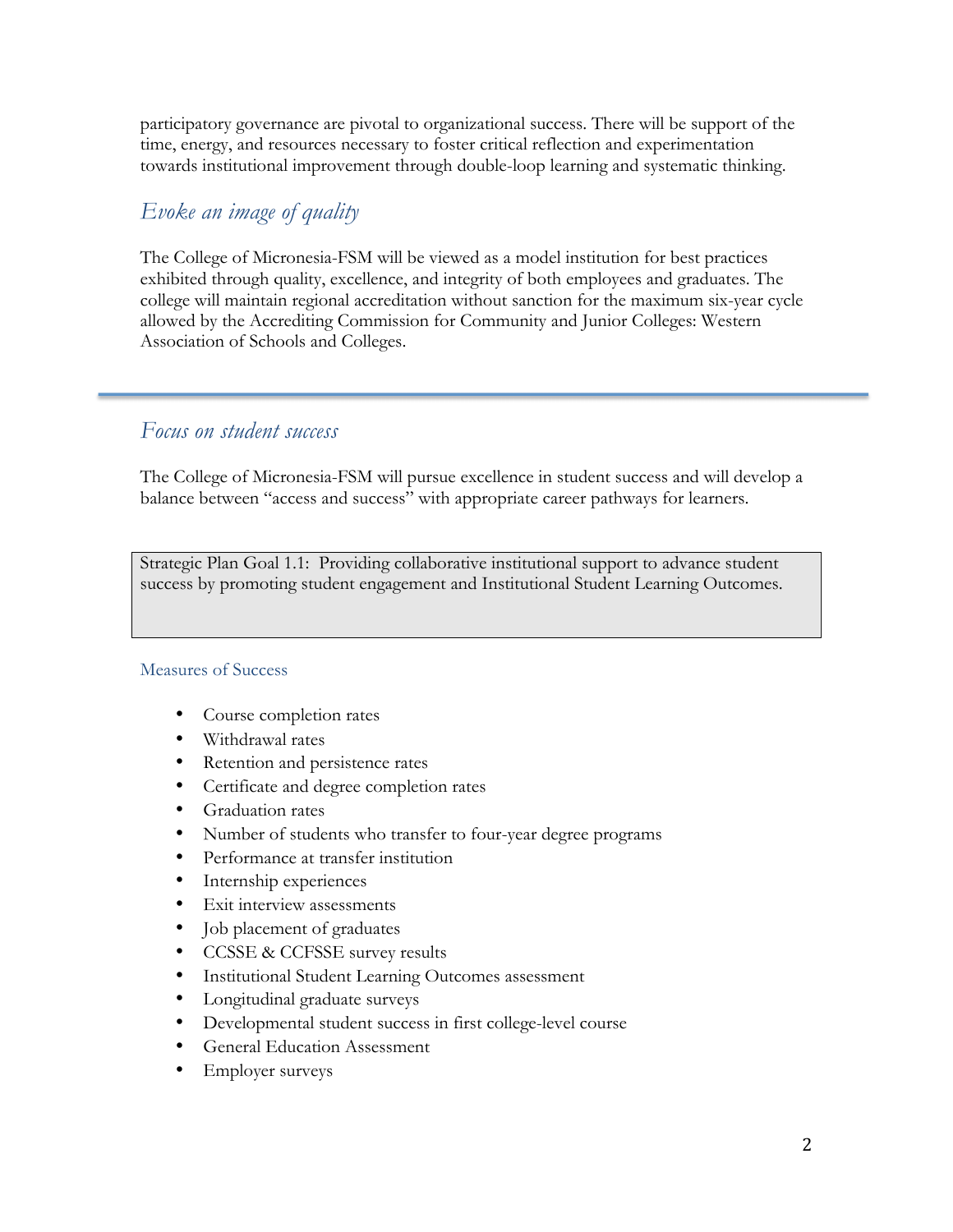participatory governance are pivotal to organizational success. There will be support of the time, energy, and resources necessary to foster critical reflection and experimentation towards institutional improvement through double-loop learning and systematic thinking.

## *Evoke an image of quality*

The College of Micronesia-FSM will be viewed as a model institution for best practices exhibited through quality, excellence, and integrity of both employees and graduates. The college will maintain regional accreditation without sanction for the maximum six-year cycle allowed by the Accrediting Commission for Community and Junior Colleges: Western Association of Schools and Colleges.

---

## *Focus on student success*

The College of Micronesia-FSM will pursue excellence in student success and will develop a balance between "access and success" with appropriate career pathways for learners.

> Strategic Plan Goal 1.1: Providing collaborative institutional support to advance student success by promoting student engagement and Institutional Student Learning Outcomes.

### Measures of Success

- Course completion rates
- Withdrawal rates
- Retention and persistence rates
- Certificate and degree completion rates
- Graduation rates
- Number of students who transfer to four-year degree programs
- Performance at transfer institution
- Internship experiences
- Exit interview assessments
- Job placement of graduates
- CCSSE & CCFSSE survey results
- Institutional Student Learning Outcomes assessment
- Longitudinal graduate surveys
- Developmental student success in first college-level course
- General Education Assessment
- Employer surveys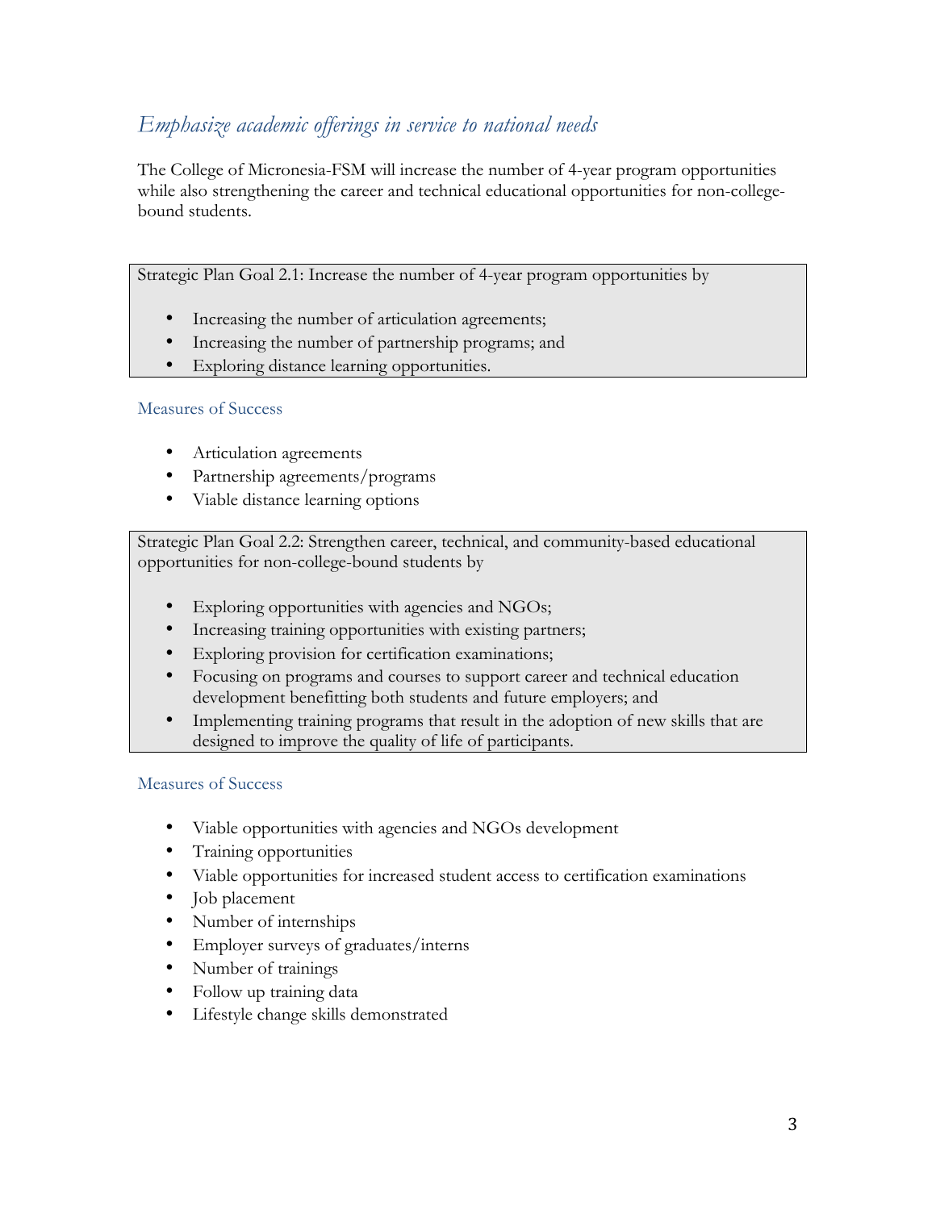## *Emphasize academic offerings in service to national needs*

The College of Micronesia-FSM will increase the number of 4-year program opportunities while also strengthening the career and technical educational opportunities for non-college-bound students.

> Strategic Plan Goal 2.1: Increase the number of 4-year program opportunities by
>
> - Increasing the number of articulation agreements;
> - Increasing the number of partnership programs; and
> - Exploring distance learning opportunities.

### Measures of Success

- Articulation agreements
- Partnership agreements/programs
- Viable distance learning options

> Strategic Plan Goal 2.2: Strengthen career, technical, and community-based educational opportunities for non-college-bound students by
>
> - Exploring opportunities with agencies and NGOs;
> - Increasing training opportunities with existing partners;
> - Exploring provision for certification examinations;
> - Focusing on programs and courses to support career and technical education development benefitting both students and future employers; and
> - Implementing training programs that result in the adoption of new skills that are designed to improve the quality of life of participants.

### Measures of Success

- Viable opportunities with agencies and NGOs development
- Training opportunities
- Viable opportunities for increased student access to certification examinations
- Job placement
- Number of internships
- Employer surveys of graduates/interns
- Number of trainings
- Follow up training data
- Lifestyle change skills demonstrated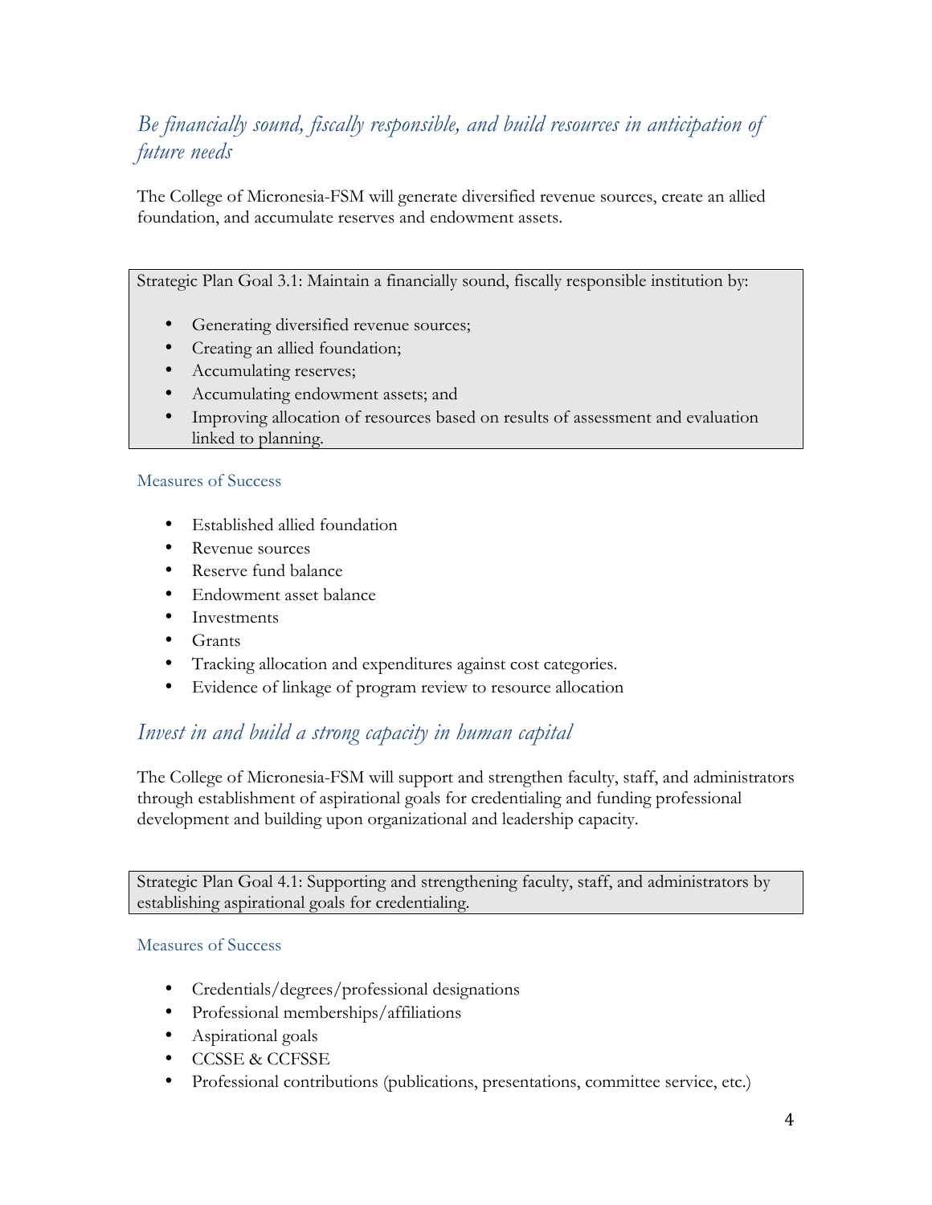## *Be financially sound, fiscally responsible, and build resources in anticipation of future needs*

The College of Micronesia-FSM will generate diversified revenue sources, create an allied foundation, and accumulate reserves and endowment assets.

> Strategic Plan Goal 3.1: Maintain a financially sound, fiscally responsible institution by:
>
> - Generating diversified revenue sources;
> - Creating an allied foundation;
> - Accumulating reserves;
> - Accumulating endowment assets; and
> - Improving allocation of resources based on results of assessment and evaluation linked to planning.

### Measures of Success

- Established allied foundation
- Revenue sources
- Reserve fund balance
- Endowment asset balance
- Investments
- Grants
- Tracking allocation and expenditures against cost categories.
- Evidence of linkage of program review to resource allocation

## *Invest in and build a strong capacity in human capital*

The College of Micronesia-FSM will support and strengthen faculty, staff, and administrators through establishment of aspirational goals for credentialing and funding professional development and building upon organizational and leadership capacity.

> Strategic Plan Goal 4.1: Supporting and strengthening faculty, staff, and administrators by establishing aspirational goals for credentialing.

### Measures of Success

- Credentials/degrees/professional designations
- Professional memberships/affiliations
- Aspirational goals
- CCSSE & CCFSSE
- Professional contributions (publications, presentations, committee service, etc.)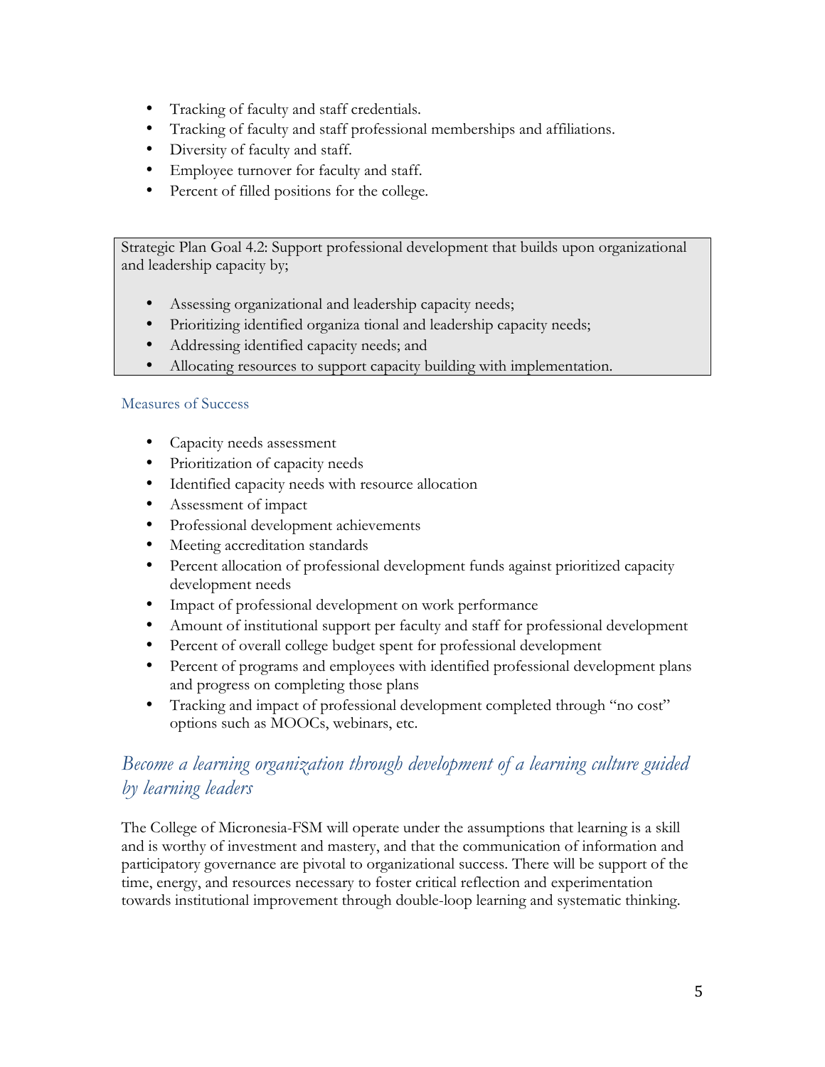- Tracking of faculty and staff credentials.
- Tracking of faculty and staff professional memberships and affiliations.
- Diversity of faculty and staff.
- Employee turnover for faculty and staff.
- Percent of filled positions for the college.

Strategic Plan Goal 4.2: Support professional development that builds upon organizational and leadership capacity by;

- Assessing organizational and leadership capacity needs;
- Prioritizing identified organiza tional and leadership capacity needs;
- Addressing identified capacity needs; and
- Allocating resources to support capacity building with implementation.

### Measures of Success

- Capacity needs assessment
- Prioritization of capacity needs
- Identified capacity needs with resource allocation
- Assessment of impact
- Professional development achievements
- Meeting accreditation standards
- Percent allocation of professional development funds against prioritized capacity development needs
- Impact of professional development on work performance
- Amount of institutional support per faculty and staff for professional development
- Percent of overall college budget spent for professional development
- Percent of programs and employees with identified professional development plans and progress on completing those plans
- Tracking and impact of professional development completed through "no cost" options such as MOOCs, webinars, etc.

## *Become a learning organization through development of a learning culture guided by learning leaders*

The College of Micronesia-FSM will operate under the assumptions that learning is a skill and is worthy of investment and mastery, and that the communication of information and participatory governance are pivotal to organizational success. There will be support of the time, energy, and resources necessary to foster critical reflection and experimentation towards institutional improvement through double-loop learning and systematic thinking.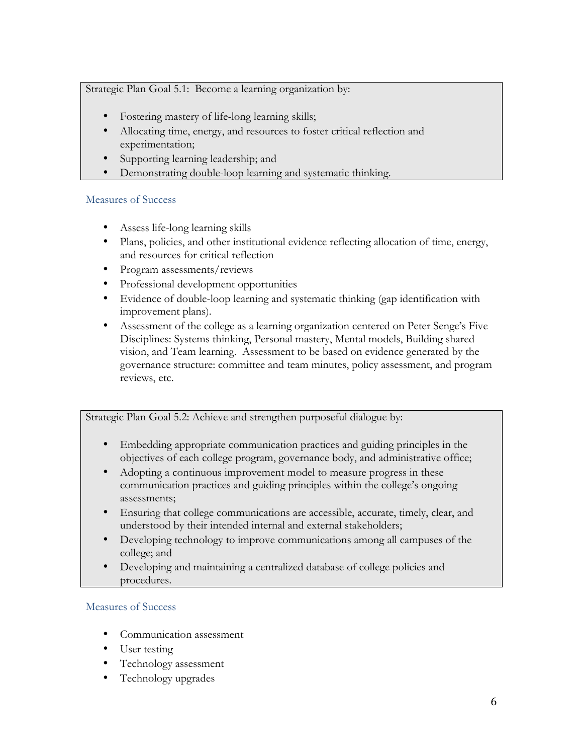Strategic Plan Goal 5.1: Become a learning organization by:

- Fostering mastery of life-long learning skills;
- Allocating time, energy, and resources to foster critical reflection and experimentation;
- Supporting learning leadership; and
- Demonstrating double-loop learning and systematic thinking.

### Measures of Success

- Assess life-long learning skills
- Plans, policies, and other institutional evidence reflecting allocation of time, energy, and resources for critical reflection
- Program assessments/reviews
- Professional development opportunities
- Evidence of double-loop learning and systematic thinking (gap identification with improvement plans).
- Assessment of the college as a learning organization centered on Peter Senge's Five Disciplines: Systems thinking, Personal mastery, Mental models, Building shared vision, and Team learning. Assessment to be based on evidence generated by the governance structure: committee and team minutes, policy assessment, and program reviews, etc.

Strategic Plan Goal 5.2: Achieve and strengthen purposeful dialogue by:

- Embedding appropriate communication practices and guiding principles in the objectives of each college program, governance body, and administrative office;
- Adopting a continuous improvement model to measure progress in these communication practices and guiding principles within the college's ongoing assessments;
- Ensuring that college communications are accessible, accurate, timely, clear, and understood by their intended internal and external stakeholders;
- Developing technology to improve communications among all campuses of the college; and
- Developing and maintaining a centralized database of college policies and procedures.

### Measures of Success

- Communication assessment
- User testing
- Technology assessment
- Technology upgrades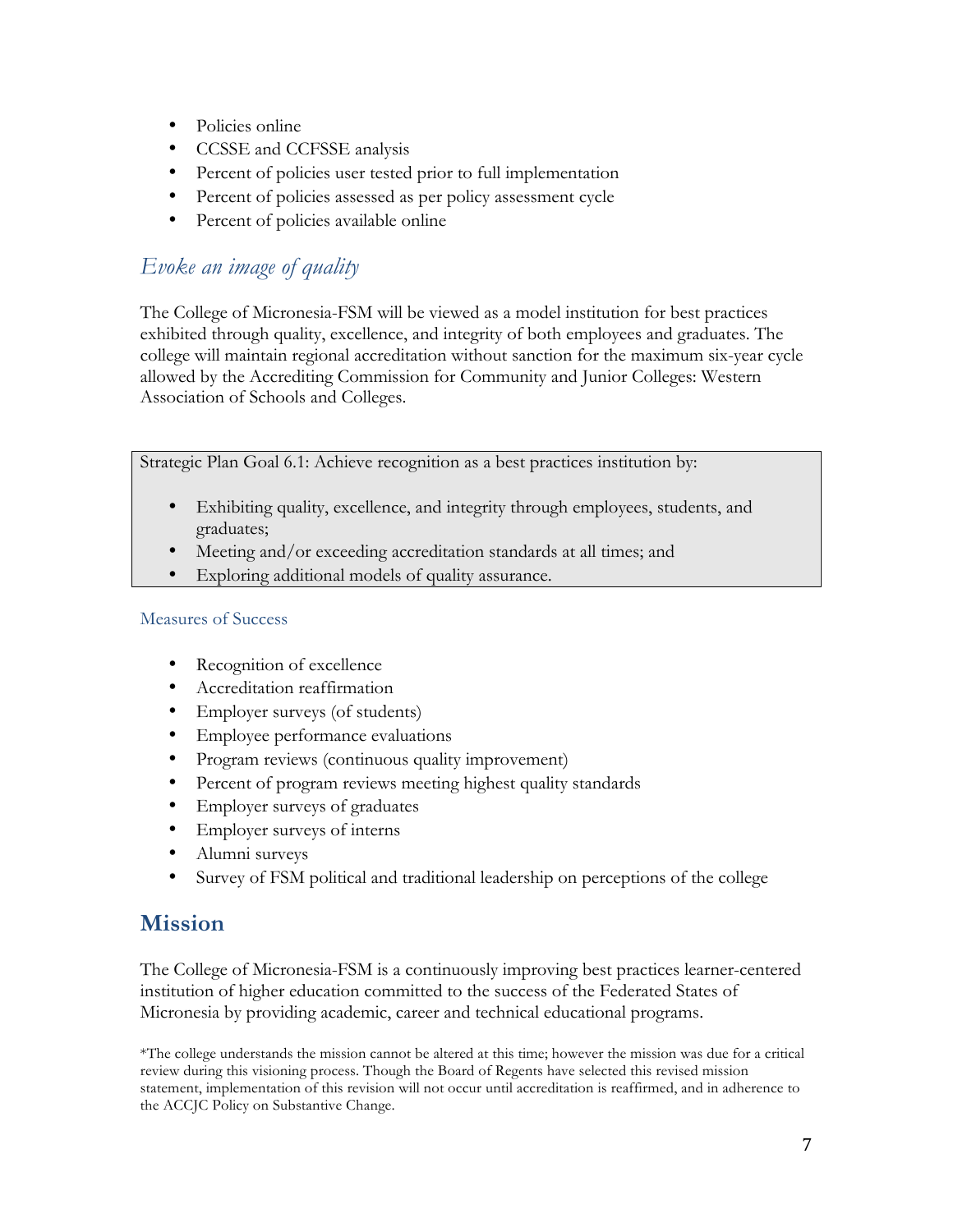- Policies online
- CCSSE and CCFSSE analysis
- Percent of policies user tested prior to full implementation
- Percent of policies assessed as per policy assessment cycle
- Percent of policies available online

## *Evoke an image of quality*

The College of Micronesia-FSM will be viewed as a model institution for best practices exhibited through quality, excellence, and integrity of both employees and graduates. The college will maintain regional accreditation without sanction for the maximum six-year cycle allowed by the Accrediting Commission for Community and Junior Colleges: Western Association of Schools and Colleges.

> Strategic Plan Goal 6.1: Achieve recognition as a best practices institution by:
>
> - Exhibiting quality, excellence, and integrity through employees, students, and graduates;
> - Meeting and/or exceeding accreditation standards at all times; and
> - Exploring additional models of quality assurance.

### Measures of Success

- Recognition of excellence
- Accreditation reaffirmation
- Employer surveys (of students)
- Employee performance evaluations
- Program reviews (continuous quality improvement)
- Percent of program reviews meeting highest quality standards
- Employer surveys of graduates
- Employer surveys of interns
- Alumni surveys
- Survey of FSM political and traditional leadership on perceptions of the college

# Mission

The College of Micronesia-FSM is a continuously improving best practices learner-centered institution of higher education committed to the success of the Federated States of Micronesia by providing academic, career and technical educational programs.

*The college understands the mission cannot be altered at this time; however the mission was due for a critical review during this visioning process. Though the Board of Regents have selected this revised mission statement, implementation of this revision will not occur until accreditation is reaffirmed, and in adherence to the ACCJC Policy on Substantive Change.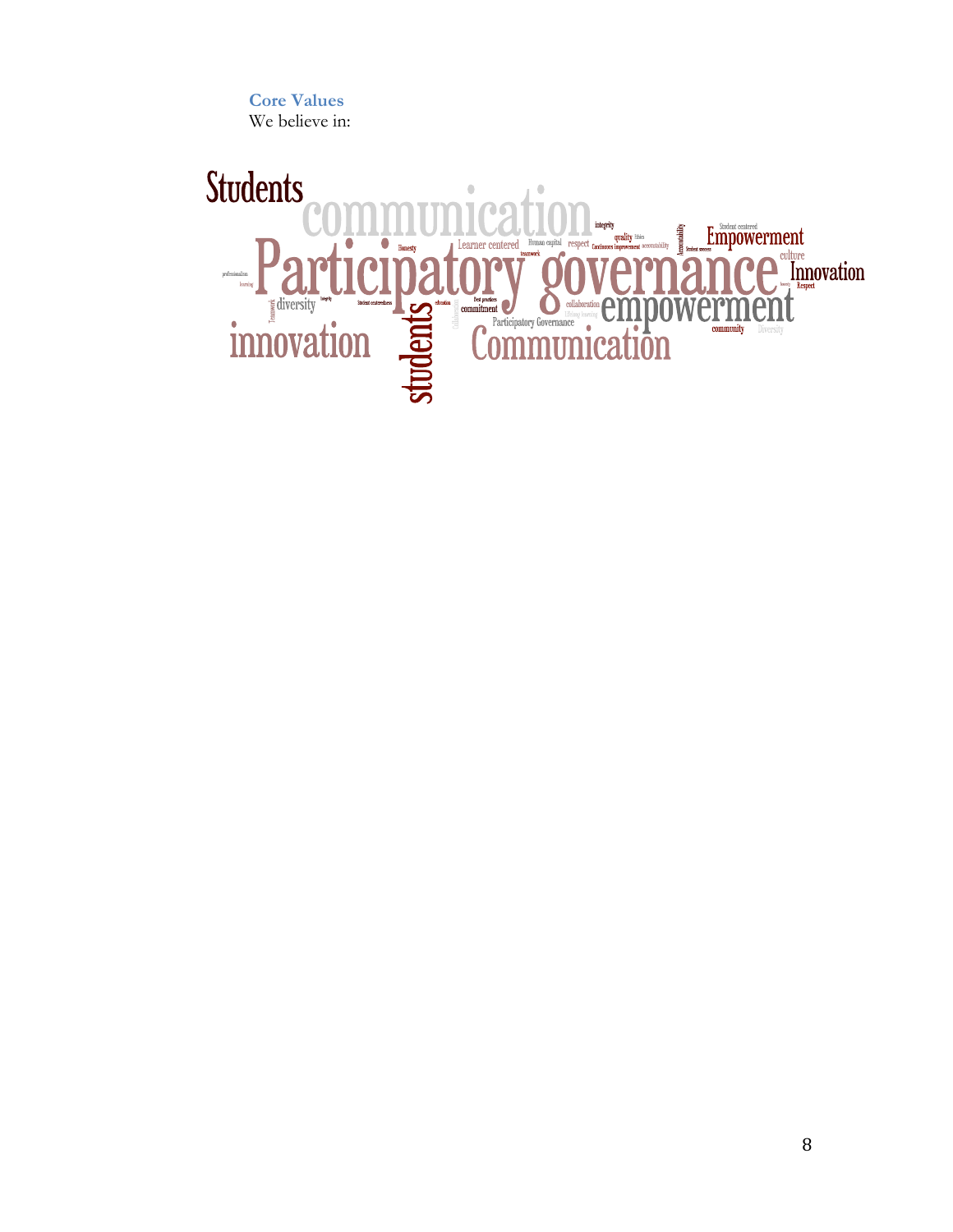### Core Values

We believe in:

Students
communication
integrity
quality
Ethics
Accountability
Student centered
Empowerment
Participatory governance
Honesty
Learner centered
Human capital
respect
Continuous improvement
accountability
teamwork
Student success
culture
Innovation
professionalism
learning
honesty
Respect
Teamwork
diversity
integrity
Student centeredness
education
Best practices
commitment
Collaboration
Participatory Governance
Lifelong learning
collaboration
empowerment
community
Diversity
innovation
students
Communication